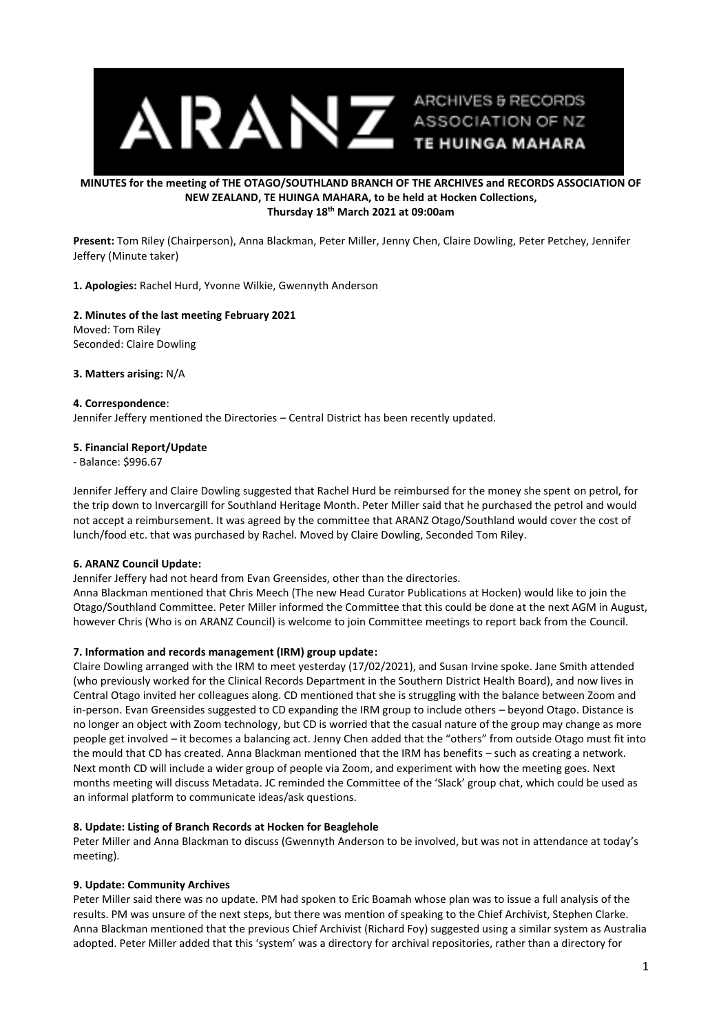**MINUTES for the meeting of THE OTAGO/SOUTHLAND BRANCH OF THE ARCHIVES and RECORDS ASSOCIATION OF NEW ZEALAND, TE HUINGA MAHARA, to be held at Hocken Collections, Thursday 18th March 2021 at 09:00am**

**Present:** Tom Riley (Chairperson), Anna Blackman, Peter Miller, Jenny Chen, Claire Dowling, Peter Petchey, Jennifer Jeffery (Minute taker)

**1. Apologies:** Rachel Hurd, Yvonne Wilkie, Gwennyth Anderson

**2. Minutes of the last meeting February 2021**
Moved: Tom Riley
Seconded: Claire Dowling

**3. Matters arising:** N/A

**4. Correspondence**:
Jennifer Jeffery mentioned the Directories – Central District has been recently updated.

**5. Financial Report/Update**
- Balance: $996.67

Jennifer Jeffery and Claire Dowling suggested that Rachel Hurd be reimbursed for the money she spent on petrol, for the trip down to Invercargill for Southland Heritage Month. Peter Miller said that he purchased the petrol and would not accept a reimbursement. It was agreed by the committee that ARANZ Otago/Southland would cover the cost of lunch/food etc. that was purchased by Rachel. Moved by Claire Dowling, Seconded Tom Riley.

**6. ARANZ Council Update:**
Jennifer Jeffery had not heard from Evan Greensides, other than the directories.
Anna Blackman mentioned that Chris Meech (The new Head Curator Publications at Hocken) would like to join the Otago/Southland Committee. Peter Miller informed the Committee that this could be done at the next AGM in August, however Chris (Who is on ARANZ Council) is welcome to join Committee meetings to report back from the Council.

**7. Information and records management (IRM) group update:**
Claire Dowling arranged with the IRM to meet yesterday (17/02/2021), and Susan Irvine spoke. Jane Smith attended (who previously worked for the Clinical Records Department in the Southern District Health Board), and now lives in Central Otago invited her colleagues along. CD mentioned that she is struggling with the balance between Zoom and in-person. Evan Greensides suggested to CD expanding the IRM group to include others – beyond Otago. Distance is no longer an object with Zoom technology, but CD is worried that the casual nature of the group may change as more people get involved – it becomes a balancing act. Jenny Chen added that the "others" from outside Otago must fit into the mould that CD has created. Anna Blackman mentioned that the IRM has benefits – such as creating a network. Next month CD will include a wider group of people via Zoom, and experiment with how the meeting goes. Next months meeting will discuss Metadata. JC reminded the Committee of the 'Slack' group chat, which could be used as an informal platform to communicate ideas/ask questions.

**8. Update: Listing of Branch Records at Hocken for Beaglehole**
Peter Miller and Anna Blackman to discuss (Gwennyth Anderson to be involved, but was not in attendance at today's meeting).

**9. Update: Community Archives**
Peter Miller said there was no update. PM had spoken to Eric Boamah whose plan was to issue a full analysis of the results. PM was unsure of the next steps, but there was mention of speaking to the Chief Archivist, Stephen Clarke. Anna Blackman mentioned that the previous Chief Archivist (Richard Foy) suggested using a similar system as Australia adopted. Peter Miller added that this 'system' was a directory for archival repositories, rather than a directory for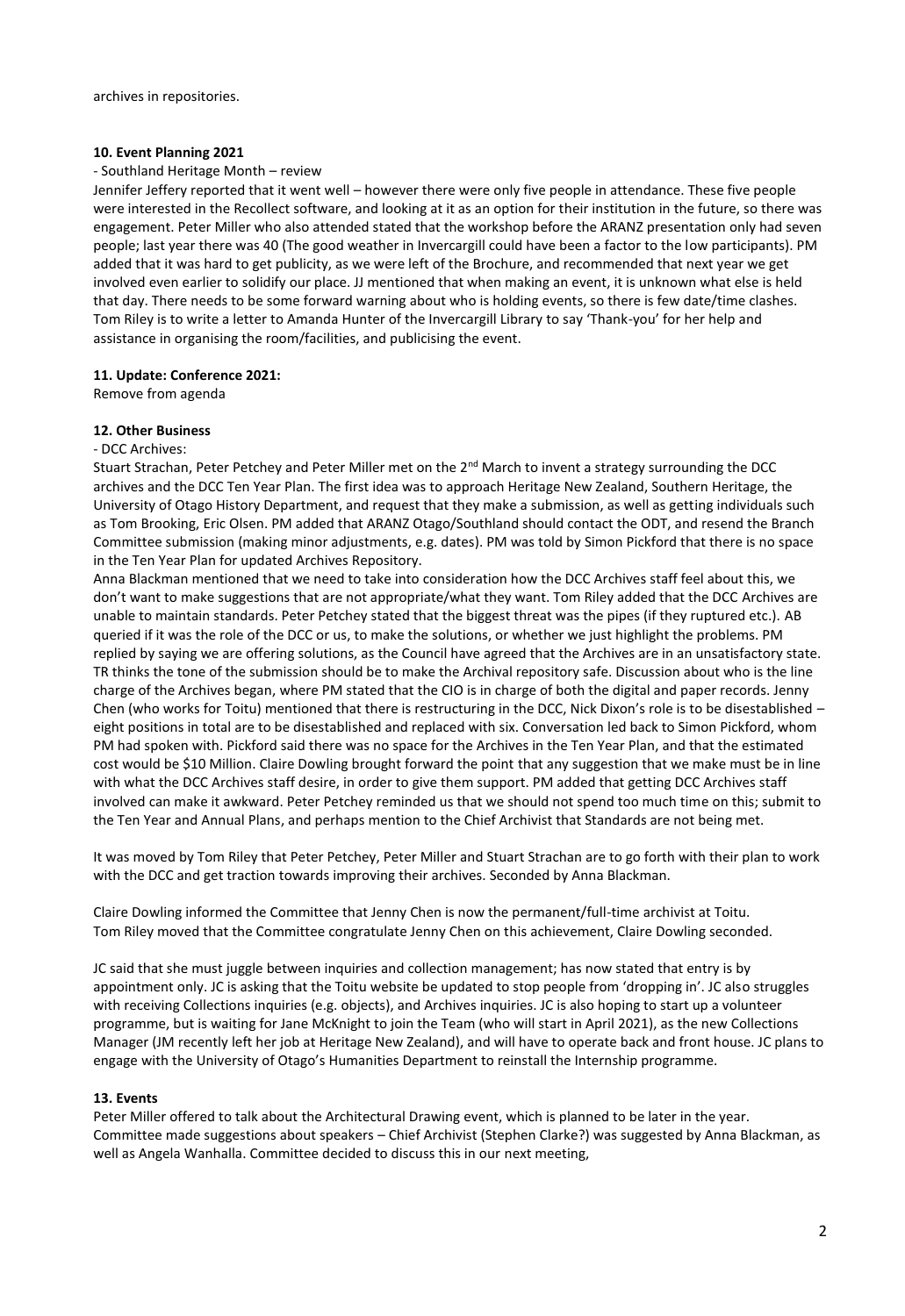archives in repositories.

**10. Event Planning 2021**

- Southland Heritage Month – review

Jennifer Jeffery reported that it went well – however there were only five people in attendance. These five people were interested in the Recollect software, and looking at it as an option for their institution in the future, so there was engagement. Peter Miller who also attended stated that the workshop before the ARANZ presentation only had seven people; last year there was 40 (The good weather in Invercargill could have been a factor to the low participants). PM added that it was hard to get publicity, as we were left of the Brochure, and recommended that next year we get involved even earlier to solidify our place. JJ mentioned that when making an event, it is unknown what else is held that day. There needs to be some forward warning about who is holding events, so there is few date/time clashes. Tom Riley is to write a letter to Amanda Hunter of the Invercargill Library to say 'Thank-you' for her help and assistance in organising the room/facilities, and publicising the event.

**11. Update: Conference 2021:**

Remove from agenda

**12. Other Business**

- DCC Archives:

Stuart Strachan, Peter Petchey and Peter Miller met on the 2nd March to invent a strategy surrounding the DCC archives and the DCC Ten Year Plan. The first idea was to approach Heritage New Zealand, Southern Heritage, the University of Otago History Department, and request that they make a submission, as well as getting individuals such as Tom Brooking, Eric Olsen. PM added that ARANZ Otago/Southland should contact the ODT, and resend the Branch Committee submission (making minor adjustments, e.g. dates). PM was told by Simon Pickford that there is no space in the Ten Year Plan for updated Archives Repository.

Anna Blackman mentioned that we need to take into consideration how the DCC Archives staff feel about this, we don't want to make suggestions that are not appropriate/what they want. Tom Riley added that the DCC Archives are unable to maintain standards. Peter Petchey stated that the biggest threat was the pipes (if they ruptured etc.). AB queried if it was the role of the DCC or us, to make the solutions, or whether we just highlight the problems. PM replied by saying we are offering solutions, as the Council have agreed that the Archives are in an unsatisfactory state. TR thinks the tone of the submission should be to make the Archival repository safe. Discussion about who is the line charge of the Archives began, where PM stated that the CIO is in charge of both the digital and paper records. Jenny Chen (who works for Toitu) mentioned that there is restructuring in the DCC, Nick Dixon's role is to be disestablished – eight positions in total are to be disestablished and replaced with six. Conversation led back to Simon Pickford, whom PM had spoken with. Pickford said there was no space for the Archives in the Ten Year Plan, and that the estimated cost would be $10 Million. Claire Dowling brought forward the point that any suggestion that we make must be in line with what the DCC Archives staff desire, in order to give them support. PM added that getting DCC Archives staff involved can make it awkward. Peter Petchey reminded us that we should not spend too much time on this; submit to the Ten Year and Annual Plans, and perhaps mention to the Chief Archivist that Standards are not being met.

It was moved by Tom Riley that Peter Petchey, Peter Miller and Stuart Strachan are to go forth with their plan to work with the DCC and get traction towards improving their archives. Seconded by Anna Blackman.

Claire Dowling informed the Committee that Jenny Chen is now the permanent/full-time archivist at Toitu. Tom Riley moved that the Committee congratulate Jenny Chen on this achievement, Claire Dowling seconded.

JC said that she must juggle between inquiries and collection management; has now stated that entry is by appointment only. JC is asking that the Toitu website be updated to stop people from 'dropping in'. JC also struggles with receiving Collections inquiries (e.g. objects), and Archives inquiries. JC is also hoping to start up a volunteer programme, but is waiting for Jane McKnight to join the Team (who will start in April 2021), as the new Collections Manager (JM recently left her job at Heritage New Zealand), and will have to operate back and front house. JC plans to engage with the University of Otago's Humanities Department to reinstall the Internship programme.

**13. Events**

Peter Miller offered to talk about the Architectural Drawing event, which is planned to be later in the year. Committee made suggestions about speakers – Chief Archivist (Stephen Clarke?) was suggested by Anna Blackman, as well as Angela Wanhalla. Committee decided to discuss this in our next meeting,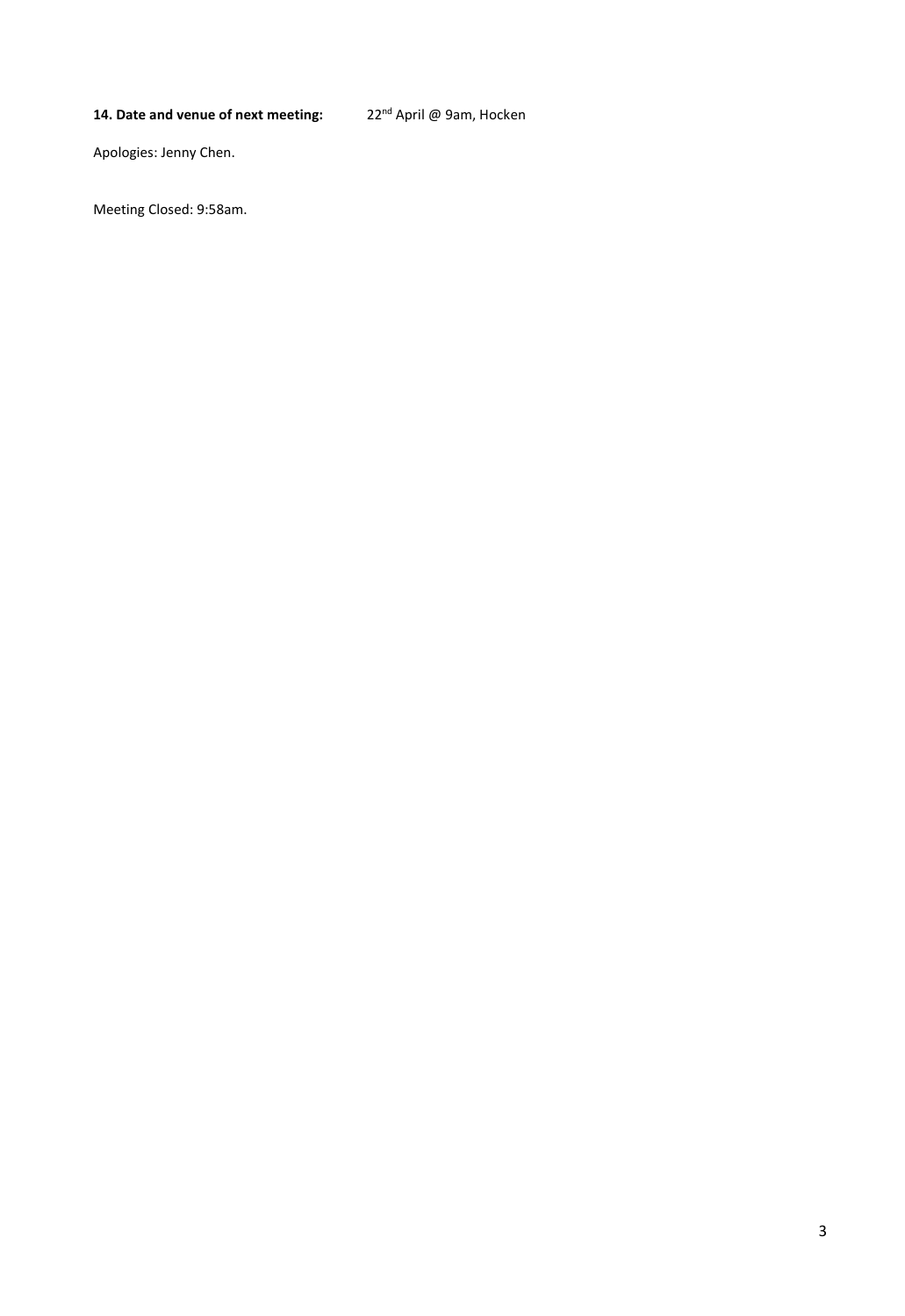**14. Date and venue of next meeting:** 22nd April @ 9am, Hocken

Apologies: Jenny Chen.

Meeting Closed: 9:58am.